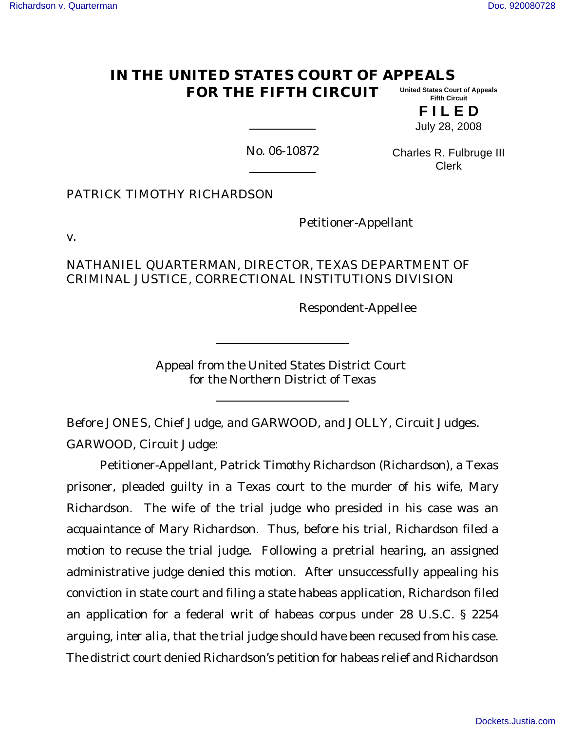# IN THE UNITED STATES COURT OF APPEALS FOR THE FIFTH CIRCUIT

United States Court of Appeals
Fifth Circuit

**FILED**

July 28, 2008

Charles R. Fulbruge III
Clerk

No. 06-10872

PATRICK TIMOTHY RICHARDSON

Petitioner-Appellant

v.

NATHANIEL QUARTERMAN, DIRECTOR, TEXAS DEPARTMENT OF CRIMINAL JUSTICE, CORRECTIONAL INSTITUTIONS DIVISION

Respondent-Appellee

Appeal from the United States District Court
for the Northern District of Texas

Before JONES, Chief Judge, and GARWOOD, and JOLLY, Circuit Judges.

GARWOOD, Circuit Judge:

Petitioner-Appellant, Patrick Timothy Richardson (Richardson), a Texas prisoner, pleaded guilty in a Texas court to the murder of his wife, Mary Richardson. The wife of the trial judge who presided in his case was an acquaintance of Mary Richardson. Thus, before his trial, Richardson filed a motion to recuse the trial judge. Following a pretrial hearing, an assigned administrative judge denied this motion. After unsuccessfully appealing his conviction in state court and filing a state habeas application, Richardson filed an application for a federal writ of habeas corpus under 28 U.S.C. § 2254 arguing, inter alia, that the trial judge should have been recused from his case. The district court denied Richardson's petition for habeas relief and Richardson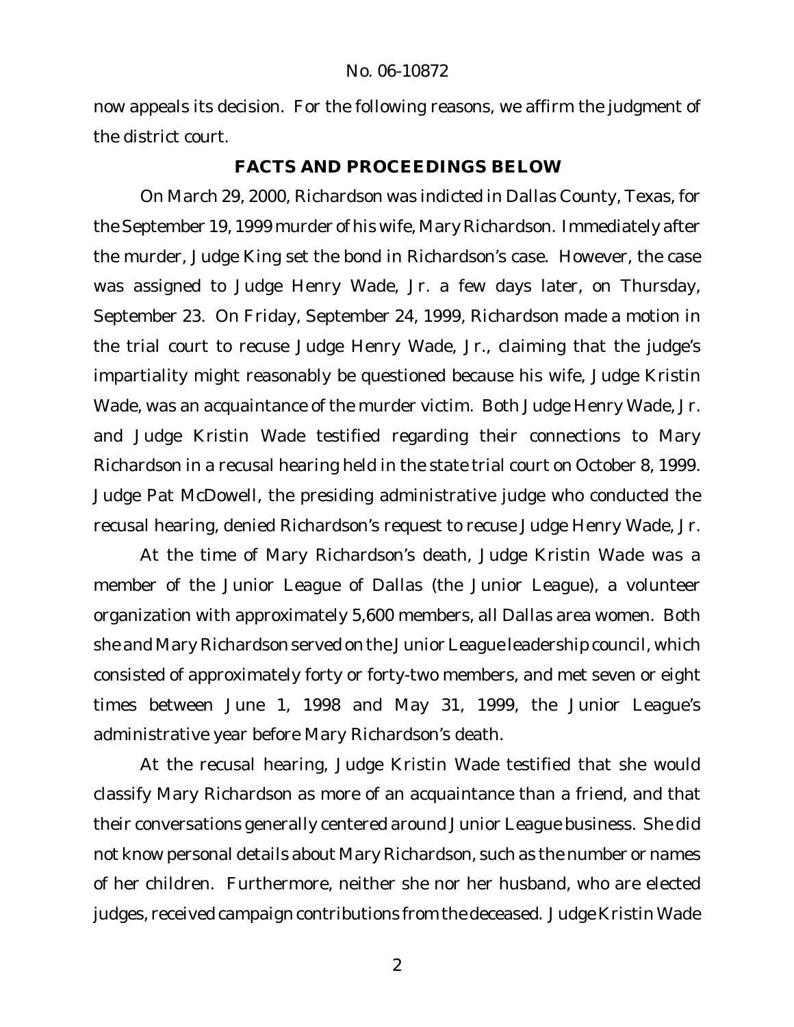now appeals its decision. For the following reasons, we affirm the judgment of the district court.

## FACTS AND PROCEEDINGS BELOW

On March 29, 2000, Richardson was indicted in Dallas County, Texas, for the September 19, 1999 murder of his wife, Mary Richardson. Immediately after the murder, Judge King set the bond in Richardson's case. However, the case was assigned to Judge Henry Wade, Jr. a few days later, on Thursday, September 23. On Friday, September 24, 1999, Richardson made a motion in the trial court to recuse Judge Henry Wade, Jr., claiming that the judge's impartiality might reasonably be questioned because his wife, Judge Kristin Wade, was an acquaintance of the murder victim. Both Judge Henry Wade, Jr. and Judge Kristin Wade testified regarding their connections to Mary Richardson in a recusal hearing held in the state trial court on October 8, 1999. Judge Pat McDowell, the presiding administrative judge who conducted the recusal hearing, denied Richardson's request to recuse Judge Henry Wade, Jr.

At the time of Mary Richardson's death, Judge Kristin Wade was a member of the Junior League of Dallas (the Junior League), a volunteer organization with approximately 5,600 members, all Dallas area women. Both she and Mary Richardson served on the Junior League leadership council, which consisted of approximately forty or forty-two members, and met seven or eight times between June 1, 1998 and May 31, 1999, the Junior League's administrative year before Mary Richardson's death.

At the recusal hearing, Judge Kristin Wade testified that she would classify Mary Richardson as more of an acquaintance than a friend, and that their conversations generally centered around Junior League business. She did not know personal details about Mary Richardson, such as the number or names of her children. Furthermore, neither she nor her husband, who are elected judges, received campaign contributions from the deceased. Judge Kristin Wade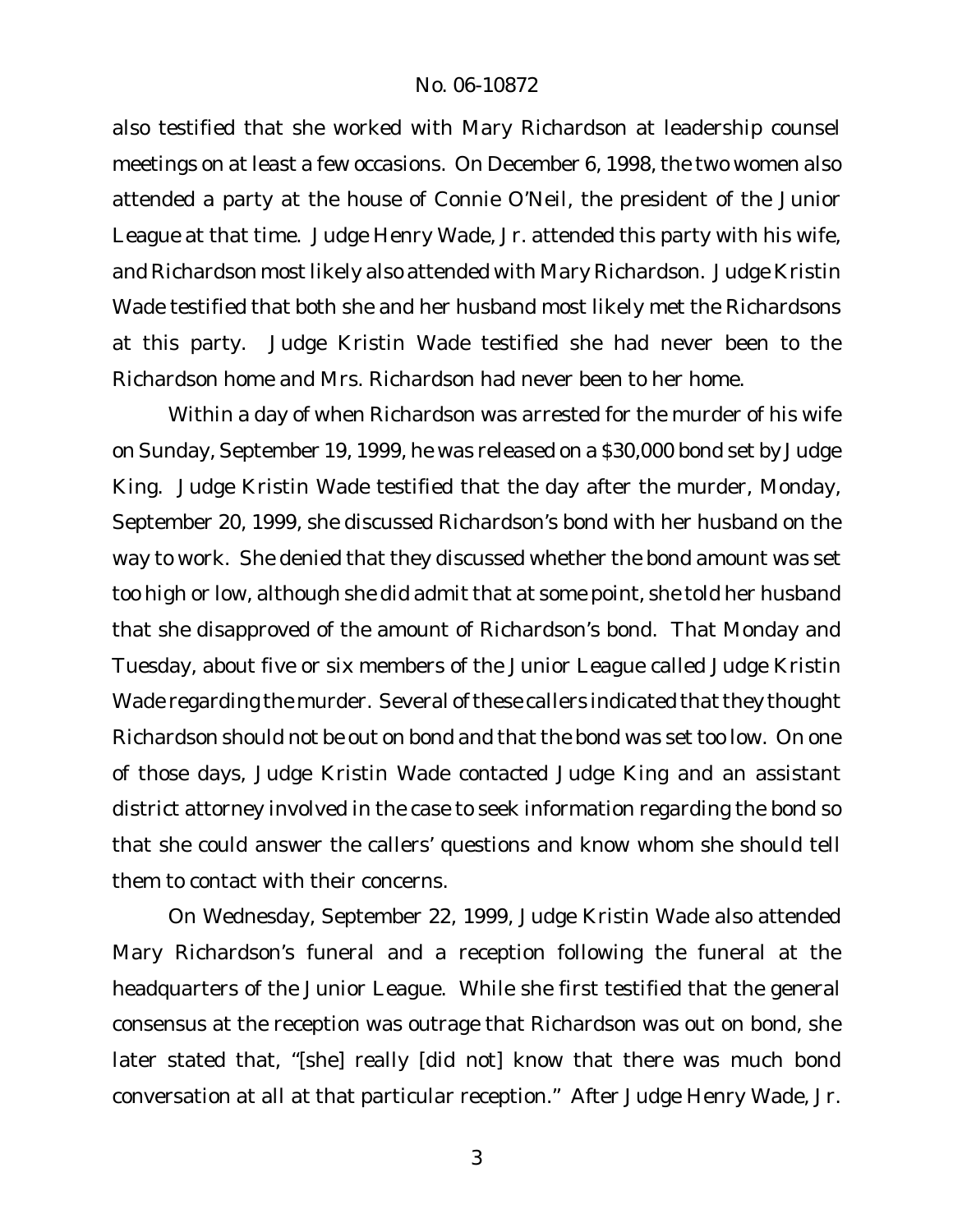also testified that she worked with Mary Richardson at leadership counsel meetings on at least a few occasions. On December 6, 1998, the two women also attended a party at the house of Connie O'Neil, the president of the Junior League at that time. Judge Henry Wade, Jr. attended this party with his wife, and Richardson most likely also attended with Mary Richardson. Judge Kristin Wade testified that both she and her husband most likely met the Richardsons at this party. Judge Kristin Wade testified she had never been to the Richardson home and Mrs. Richardson had never been to her home.

Within a day of when Richardson was arrested for the murder of his wife on Sunday, September 19, 1999, he was released on a $30,000 bond set by Judge King. Judge Kristin Wade testified that the day after the murder, Monday, September 20, 1999, she discussed Richardson's bond with her husband on the way to work. She denied that they discussed whether the bond amount was set too high or low, although she did admit that at some point, she told her husband that she disapproved of the amount of Richardson's bond. That Monday and Tuesday, about five or six members of the Junior League called Judge Kristin Wade regarding the murder. Several of these callers indicated that they thought Richardson should not be out on bond and that the bond was set too low. On one of those days, Judge Kristin Wade contacted Judge King and an assistant district attorney involved in the case to seek information regarding the bond so that she could answer the callers' questions and know whom she should tell them to contact with their concerns.

On Wednesday, September 22, 1999, Judge Kristin Wade also attended Mary Richardson's funeral and a reception following the funeral at the headquarters of the Junior League. While she first testified that the general consensus at the reception was outrage that Richardson was out on bond, she later stated that, "[she] really [did not] know that there was much bond conversation at all at that particular reception." After Judge Henry Wade, Jr.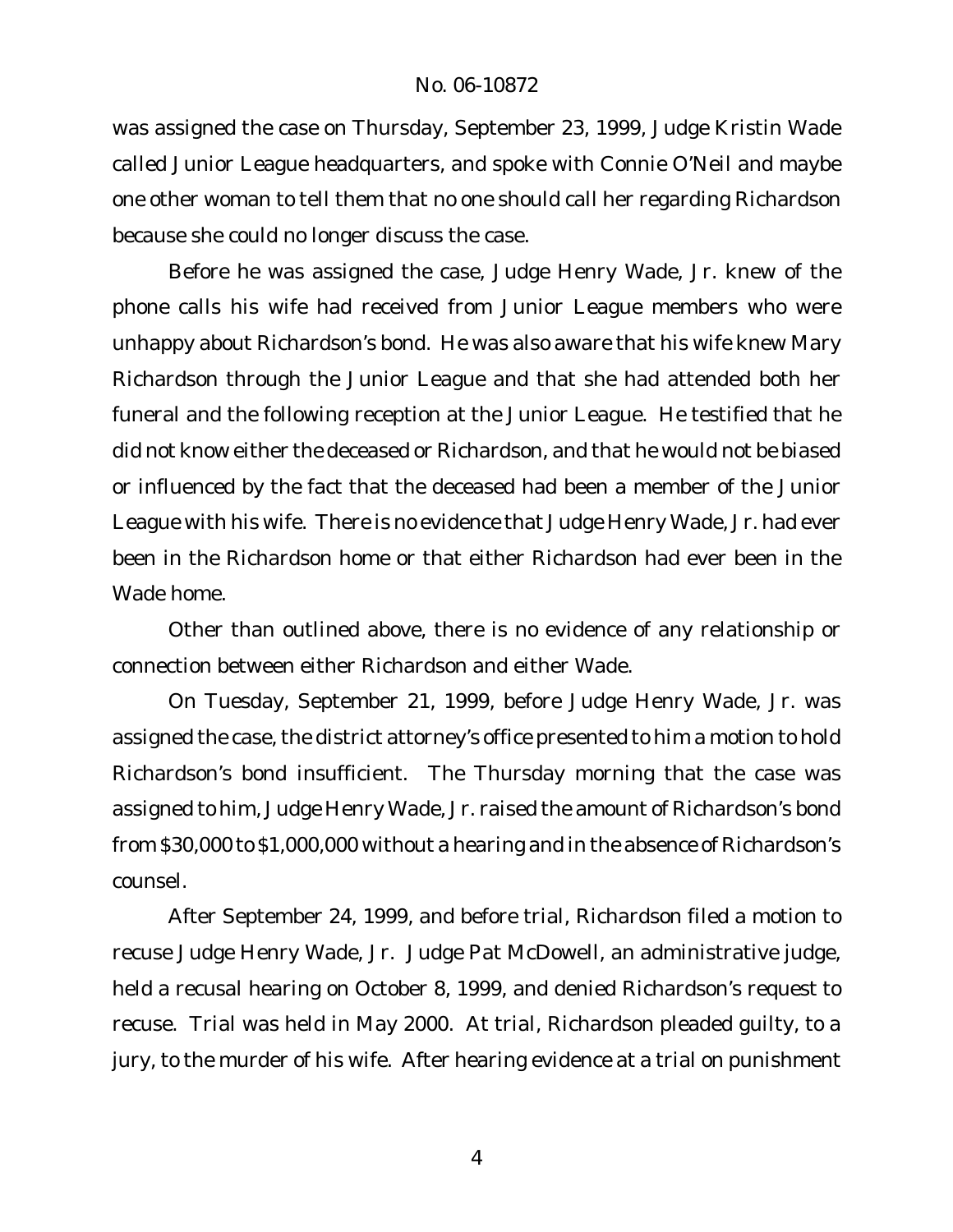was assigned the case on Thursday, September 23, 1999, Judge Kristin Wade called Junior League headquarters, and spoke with Connie O'Neil and maybe one other woman to tell them that no one should call her regarding Richardson because she could no longer discuss the case.

Before he was assigned the case, Judge Henry Wade, Jr. knew of the phone calls his wife had received from Junior League members who were unhappy about Richardson's bond. He was also aware that his wife knew Mary Richardson through the Junior League and that she had attended both her funeral and the following reception at the Junior League. He testified that he did not know either the deceased or Richardson, and that he would not be biased or influenced by the fact that the deceased had been a member of the Junior League with his wife. There is no evidence that Judge Henry Wade, Jr. had ever been in the Richardson home or that either Richardson had ever been in the Wade home.

Other than outlined above, there is no evidence of any relationship or connection between either Richardson and either Wade.

On Tuesday, September 21, 1999, before Judge Henry Wade, Jr. was assigned the case, the district attorney's office presented to him a motion to hold Richardson's bond insufficient. The Thursday morning that the case was assigned to him, Judge Henry Wade, Jr. raised the amount of Richardson's bond from $30,000 to $1,000,000 without a hearing and in the absence of Richardson's counsel.

After September 24, 1999, and before trial, Richardson filed a motion to recuse Judge Henry Wade, Jr. Judge Pat McDowell, an administrative judge, held a recusal hearing on October 8, 1999, and denied Richardson's request to recuse. Trial was held in May 2000. At trial, Richardson pleaded guilty, to a jury, to the murder of his wife. After hearing evidence at a trial on punishment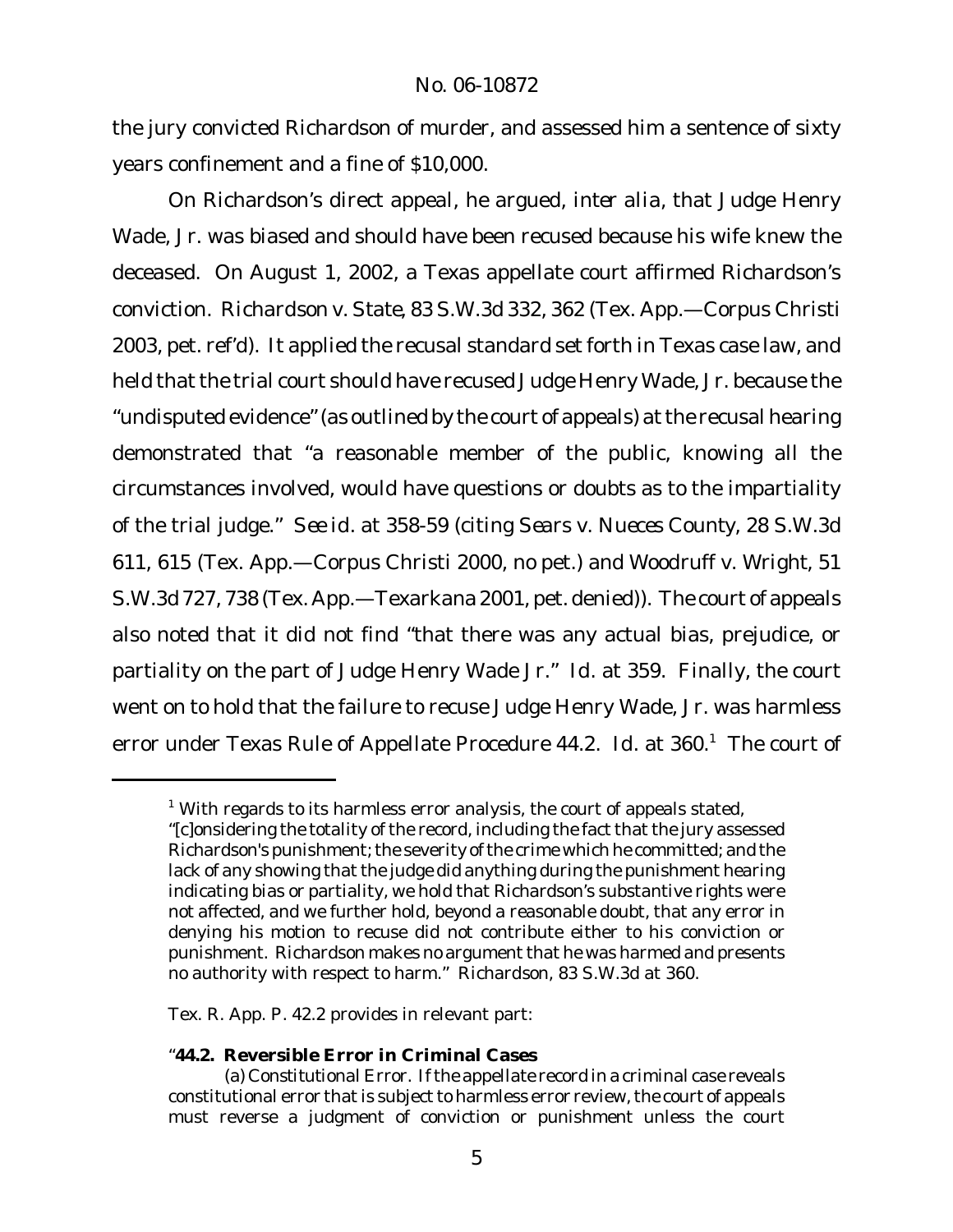the jury convicted Richardson of murder, and assessed him a sentence of sixty years confinement and a fine of $10,000.

On Richardson's direct appeal, he argued, *inter alia*, that Judge Henry Wade, Jr. was biased and should have been recused because his wife knew the deceased. On August 1, 2002, a Texas appellate court affirmed Richardson's conviction. *Richardson v. State*, 83 S.W.3d 332, 362 (Tex. App.—Corpus Christi 2003, pet. ref'd). It applied the recusal standard set forth in Texas case law, and held that the trial court should have recused Judge Henry Wade, Jr. because the "undisputed evidence" (as outlined by the court of appeals) at the recusal hearing demonstrated that "a reasonable member of the public, knowing all the circumstances involved, would have questions or doubts as to the impartiality of the trial judge." *See id.* at 358-59 (citing *Sears v. Nueces County*, 28 S.W.3d 611, 615 (Tex. App.—Corpus Christi 2000, no pet.) and *Woodruff v. Wright*, 51 S.W.3d 727, 738 (Tex. App.—Texarkana 2001, pet. denied)). The court of appeals also noted that it did not find "that there was any actual bias, prejudice, or partiality on the part of Judge Henry Wade Jr." *Id.* at 359. Finally, the court went on to hold that the failure to recuse Judge Henry Wade, Jr. was harmless error under Texas Rule of Appellate Procedure 44.2. *Id.* at 360.[1] The court of

---

[1] With regards to its harmless error analysis, the court of appeals stated, "[c]onsidering the totality of the record, including the fact that the jury assessed Richardson's punishment; the severity of the crime which he committed; and the lack of any showing that the judge did anything during the punishment hearing indicating bias or partiality, we hold that Richardson's substantive rights were not affected, and we further hold, beyond a reasonable doubt, that any error in denying his motion to recuse did not contribute either to his conviction or punishment. Richardson makes no argument that he was harmed and presents no authority with respect to harm." *Richardson*, 83 S.W.3d at 360.

Tex. R. App. P. 42.2 provides in relevant part:

"**44.2. Reversible Error in Criminal Cases**

(a) Constitutional Error. If the appellate record in a criminal case reveals constitutional error that is subject to harmless error review, the court of appeals must reverse a judgment of conviction or punishment unless the court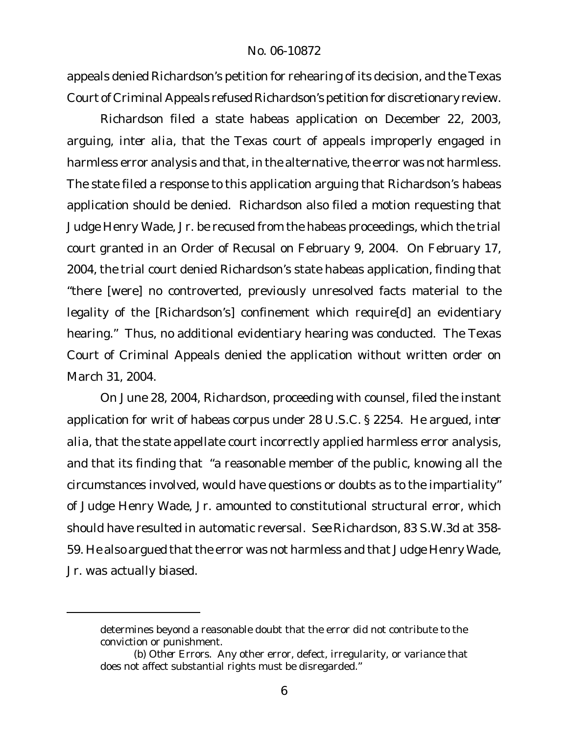appeals denied Richardson's petition for rehearing of its decision, and the Texas Court of Criminal Appeals refused Richardson's petition for discretionary review.

Richardson filed a state habeas application on December 22, 2003, arguing, *inter alia*, that the Texas court of appeals improperly engaged in harmless error analysis and that, in the alternative, the error was not harmless. The state filed a response to this application arguing that Richardson's habeas application should be denied. Richardson also filed a motion requesting that Judge Henry Wade, Jr. be recused from the habeas proceedings, which the trial court granted in an Order of Recusal on February 9, 2004. On February 17, 2004, the trial court denied Richardson's state habeas application, finding that "there [were] no controverted, previously unresolved facts material to the legality of the [Richardson's] confinement which require[d] an evidentiary hearing." Thus, no additional evidentiary hearing was conducted. The Texas Court of Criminal Appeals denied the application without written order on March 31, 2004.

On June 28, 2004, Richardson, proceeding with counsel, filed the instant application for writ of habeas corpus under 28 U.S.C. § 2254. He argued, *inter alia*, that the state appellate court incorrectly applied harmless error analysis, and that its finding that "a reasonable member of the public, knowing all the circumstances involved, would have questions or doubts as to the impartiality" of Judge Henry Wade, Jr. amounted to constitutional structural error, which should have resulted in automatic reversal. *See Richardson*, 83 S.W.3d at 358-59. He also argued that the error was not harmless and that Judge Henry Wade, Jr. was actually biased.

---

determines beyond a reasonable doubt that the error did not contribute to the conviction or punishment.

(b) Other Errors. Any other error, defect, irregularity, or variance that does not affect substantial rights must be disregarded."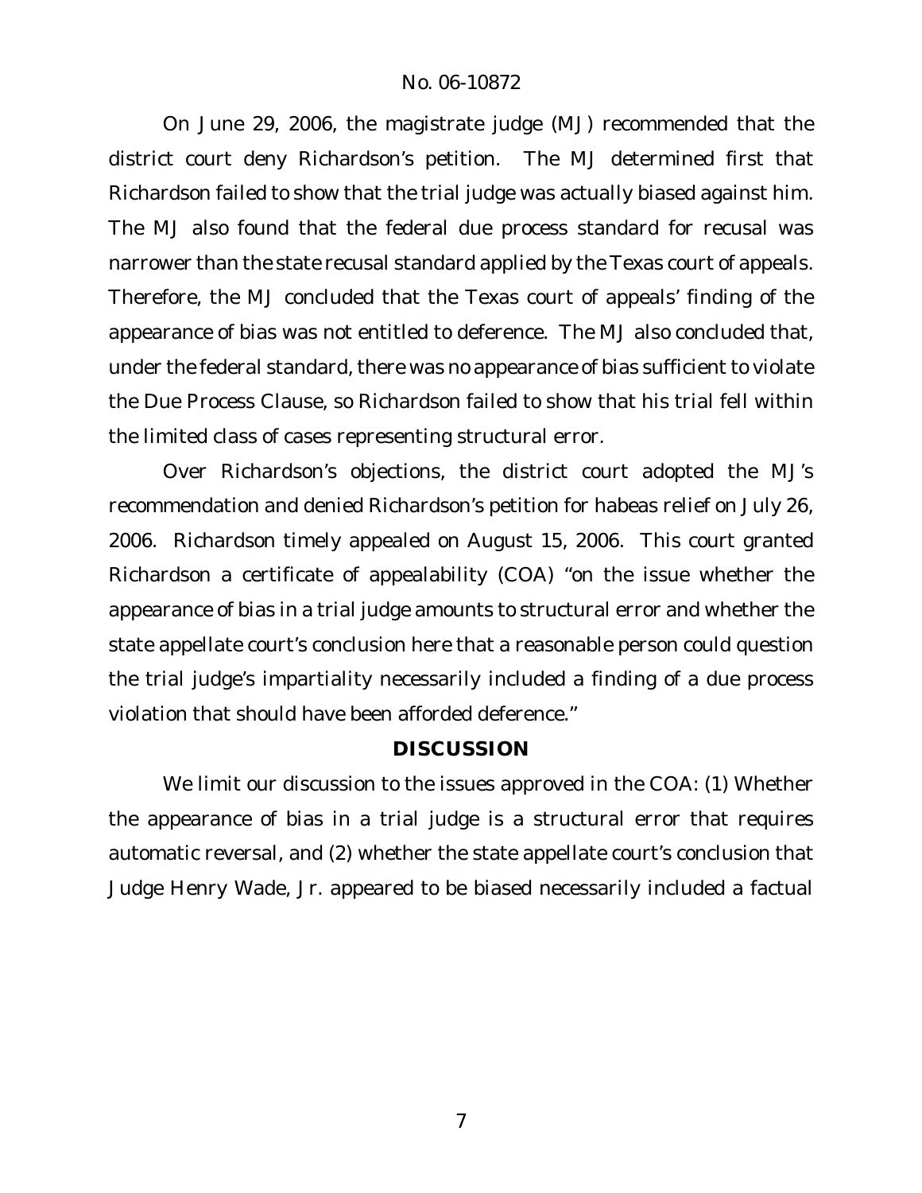On June 29, 2006, the magistrate judge (MJ) recommended that the district court deny Richardson's petition. The MJ determined first that Richardson failed to show that the trial judge was actually biased against him. The MJ also found that the federal due process standard for recusal was narrower than the state recusal standard applied by the Texas court of appeals. Therefore, the MJ concluded that the Texas court of appeals' finding of the appearance of bias was not entitled to deference. The MJ also concluded that, under the federal standard, there was no appearance of bias sufficient to violate the Due Process Clause, so Richardson failed to show that his trial fell within the limited class of cases representing structural error.

Over Richardson's objections, the district court adopted the MJ's recommendation and denied Richardson's petition for habeas relief on July 26, 2006. Richardson timely appealed on August 15, 2006. This court granted Richardson a certificate of appealability (COA) "on the issue whether the appearance of bias in a trial judge amounts to structural error and whether the state appellate court's conclusion here that a reasonable person could question the trial judge's impartiality necessarily included a finding of a due process violation that should have been afforded deference."

## DISCUSSION

We limit our discussion to the issues approved in the COA: (1) Whether the appearance of bias in a trial judge is a structural error that requires automatic reversal, and (2) whether the state appellate court's conclusion that Judge Henry Wade, Jr. appeared to be biased necessarily included a factual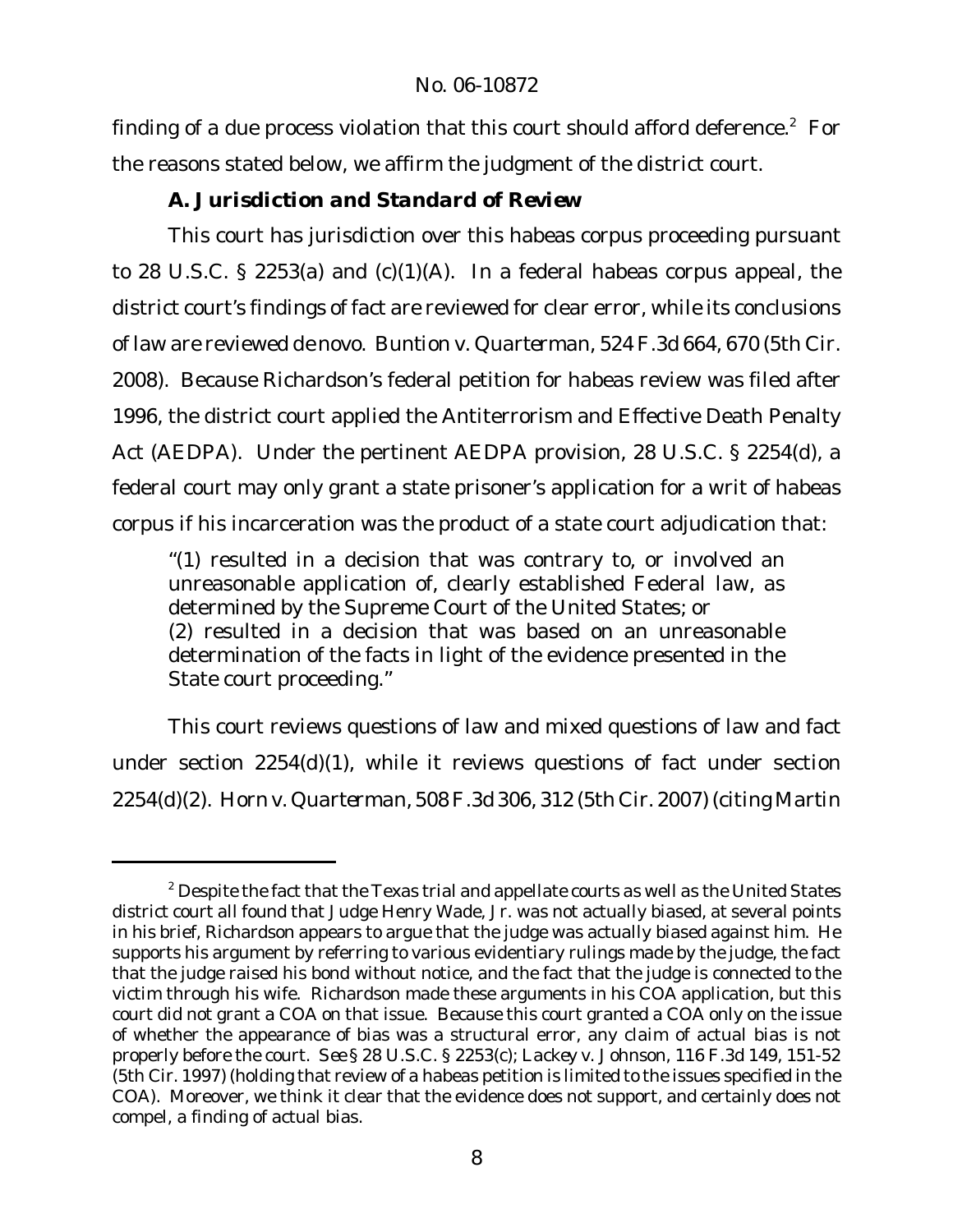finding of a due process violation that this court should afford deference.[2] For the reasons stated below, we affirm the judgment of the district court.

### *A. Jurisdiction and Standard of Review*

This court has jurisdiction over this habeas corpus proceeding pursuant to 28 U.S.C. § 2253(a) and (c)(1)(A). In a federal habeas corpus appeal, the district court's findings of fact are reviewed for clear error, while its conclusions of law are reviewed de novo. *Buntion v. Quarterman*, 524 F.3d 664, 670 (5th Cir. 2008). Because Richardson's federal petition for habeas review was filed after 1996, the district court applied the Antiterrorism and Effective Death Penalty Act (AEDPA). Under the pertinent AEDPA provision, 28 U.S.C. § 2254(d), a federal court may only grant a state prisoner's application for a writ of habeas corpus if his incarceration was the product of a state court adjudication that:

> "(1) resulted in a decision that was contrary to, or involved an unreasonable application of, clearly established Federal law, as determined by the Supreme Court of the United States; or
> (2) resulted in a decision that was based on an unreasonable determination of the facts in light of the evidence presented in the State court proceeding."

This court reviews questions of law and mixed questions of law and fact under section 2254(d)(1), while it reviews questions of fact under section 2254(d)(2). *Horn v. Quarterman*, 508 F.3d 306, 312 (5th Cir. 2007) (citing *Martin*

---

[2] Despite the fact that the Texas trial and appellate courts as well as the United States district court all found that Judge Henry Wade, Jr. was not actually biased, at several points in his brief, Richardson appears to argue that the judge was actually biased against him. He supports his argument by referring to various evidentiary rulings made by the judge, the fact that the judge raised his bond without notice, and the fact that the judge is connected to the victim through his wife. Richardson made these arguments in his COA application, but this court did not grant a COA on that issue. Because this court granted a COA only on the issue of whether the appearance of bias was a structural error, any claim of actual bias is not properly before the court. *See* § 28 U.S.C. § 2253(c); *Lackey v. Johnson*, 116 F.3d 149, 151-52 (5th Cir. 1997) (holding that review of a habeas petition is limited to the issues specified in the COA). Moreover, we think it clear that the evidence does not support, and certainly does not compel, a finding of actual bias.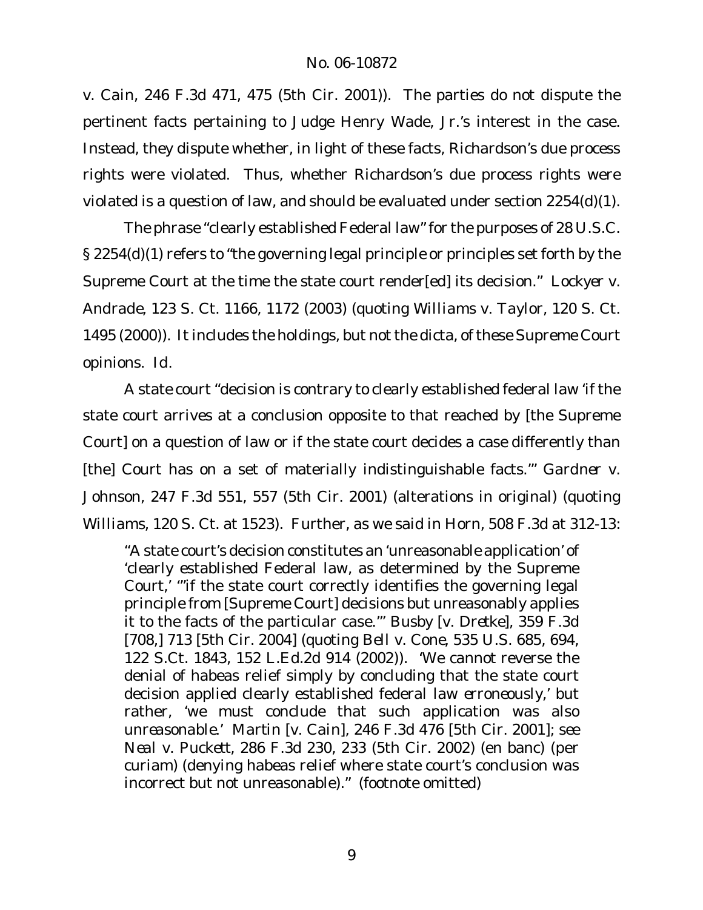v. Cain, 246 F.3d 471, 475 (5th Cir. 2001)). The parties do not dispute the pertinent facts pertaining to Judge Henry Wade, Jr.'s interest in the case. Instead, they dispute whether, in light of these facts, Richardson's due process rights were violated. Thus, whether Richardson's due process rights were violated is a question of law, and should be evaluated under section 2254(d)(1).

The phrase "clearly established Federal law" for the purposes of 28 U.S.C. § 2254(d)(1) refers to "the governing legal principle or principles set forth by the Supreme Court at the time the state court render[ed] its decision." *Lockyer v. Andrade*, 123 S. Ct. 1166, 1172 (2003) (quoting *Williams v. Taylor*, 120 S. Ct. 1495 (2000)). It includes the holdings, but not the dicta, of these Supreme Court opinions. *Id.*

A state court "decision is contrary to clearly established federal law 'if the state court arrives at a conclusion opposite to that reached by [the Supreme Court] on a question of law or if the state court decides a case differently than [the] Court has on a set of materially indistinguishable facts.'" *Gardner v. Johnson*, 247 F.3d 551, 557 (5th Cir. 2001) (alterations in original) (quoting *Williams*, 120 S. Ct. at 1523). Further, as we said in *Horn*, 508 F.3d at 312-13:

> "A state court's decision constitutes an 'unreasonable application' of 'clearly established Federal law, as determined by the Supreme Court,' '"if the state court correctly identifies the governing legal principle from [Supreme Court] decisions but unreasonably applies it to the facts of the particular case."' *Busby* [*v. Dretke*], 359 F.3d [708,] 713 [5th Cir. 2004] (quoting *Bell v. Cone*, 535 U.S. 685, 694, 122 S.Ct. 1843, 152 L.Ed.2d 914 (2002)). 'We cannot reverse the denial of habeas relief simply by concluding that the state court decision applied clearly established federal law *erroneously*,' but rather, 'we must conclude that such application was also *unreasonable*.' *Martin* [*v. Cain*], 246 F.3d 476 [5th Cir. 2001]; *see Neal v. Puckett*, 286 F.3d 230, 233 (5th Cir. 2002) (en banc) (per curiam) (denying habeas relief where state court's conclusion was incorrect but not unreasonable)." (footnote omitted)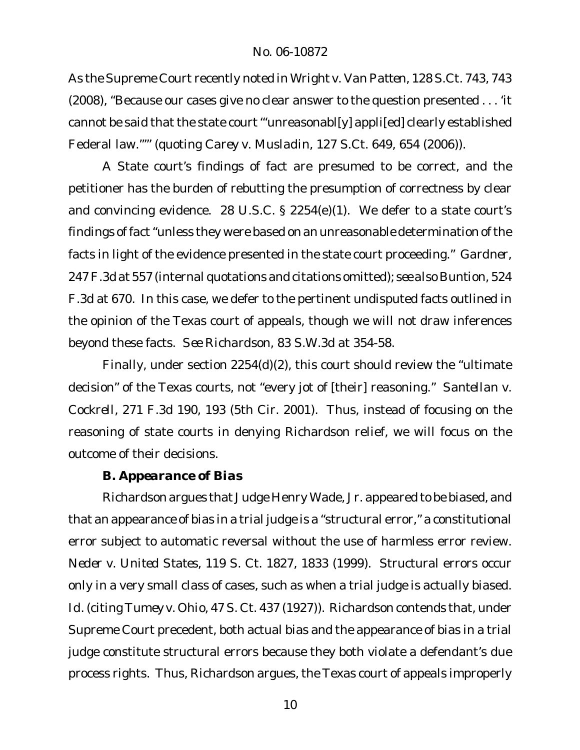As the Supreme Court recently noted in *Wright v. Van Patten*, 128 S.Ct. 743, 743 (2008), "Because our cases give no clear answer to the question presented . . . 'it cannot be said that the state court "'unreasonabl[y] appli[ed] clearly established Federal law.'"' (quoting *Carey v. Musladin*, 127 S.Ct. 649, 654 (2006)).

A State court's findings of fact are presumed to be correct, and the petitioner has the burden of rebutting the presumption of correctness by clear and convincing evidence. 28 U.S.C. § 2254(e)(1). We defer to a state court's findings of fact "unless they were based on an unreasonable determination of the facts in light of the evidence presented in the state court proceeding." *Gardner*, 247 F.3d at 557 (internal quotations and citations omitted); *see also Buntion*, 524 F.3d at 670. In this case, we defer to the pertinent undisputed facts outlined in the opinion of the Texas court of appeals, though we will not draw inferences beyond these facts. *See Richardson*, 83 S.W.3d at 354-58.

Finally, under section 2254(d)(2), this court should review the "ultimate decision" of the Texas courts, not "every jot of [their] reasoning." *Santellan v. Cockrell*, 271 F.3d 190, 193 (5th Cir. 2001). Thus, instead of focusing on the reasoning of state courts in denying Richardson relief, we will focus on the outcome of their decisions.

**B. *Appearance of Bias***

Richardson argues that Judge Henry Wade, Jr. appeared to be biased, and that an appearance of bias in a trial judge is a "structural error," a constitutional error subject to automatic reversal without the use of harmless error review. *Neder v. United States*, 119 S. Ct. 1827, 1833 (1999). Structural errors occur only in a very small class of cases, such as when a trial judge is actually biased. *Id.* (citing *Tumey v. Ohio*, 47 S. Ct. 437 (1927)). Richardson contends that, under Supreme Court precedent, both actual bias and the appearance of bias in a trial judge constitute structural errors because they both violate a defendant's due process rights. Thus, Richardson argues, the Texas court of appeals improperly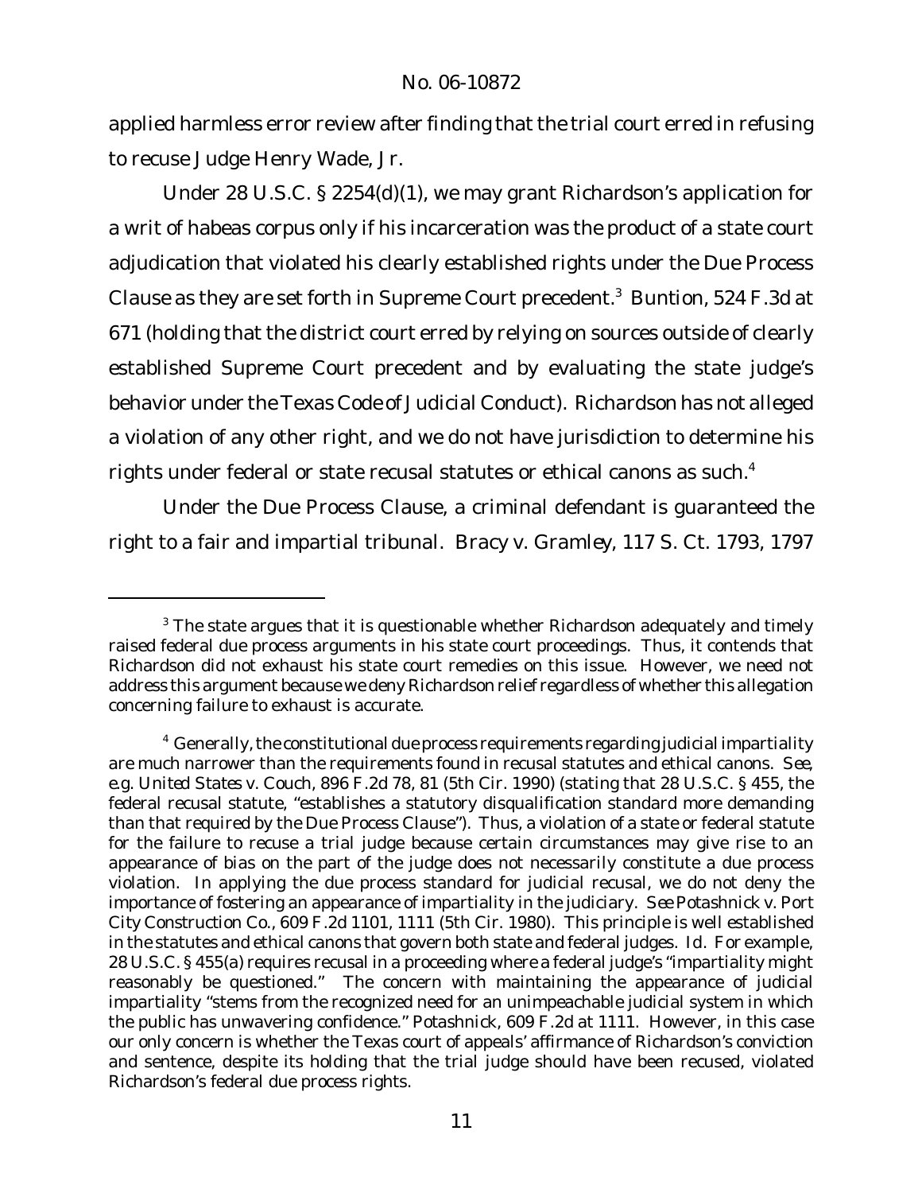applied harmless error review after finding that the trial court erred in refusing to recuse Judge Henry Wade, Jr.

Under 28 U.S.C. § 2254(d)(1), we may grant Richardson's application for a writ of habeas corpus only if his incarceration was the product of a state court adjudication that violated his clearly established rights under the Due Process Clause as they are set forth in Supreme Court precedent.[3] *Buntion*, 524 F.3d at 671 (holding that the district court erred by relying on sources outside of clearly established Supreme Court precedent and by evaluating the state judge's behavior under the Texas Code of Judicial Conduct). Richardson has not alleged a violation of any other right, and we do not have jurisdiction to determine his rights under federal or state recusal statutes or ethical canons as such.[4]

Under the Due Process Clause, a criminal defendant is guaranteed the right to a fair and impartial tribunal. *Bracy v. Gramley*, 117 S. Ct. 1793, 1797

---

[3] The state argues that it is questionable whether Richardson adequately and timely raised federal due process arguments in his state court proceedings. Thus, it contends that Richardson did not exhaust his state court remedies on this issue. However, we need not address this argument because we deny Richardson relief regardless of whether this allegation concerning failure to exhaust is accurate.

[4] Generally, the constitutional due process requirements regarding judicial impartiality are much narrower than the requirements found in recusal statutes and ethical canons. *See, e.g. United States v. Couch*, 896 F.2d 78, 81 (5th Cir. 1990) (stating that 28 U.S.C. § 455, the federal recusal statute, "establishes a statutory disqualification standard more demanding than that required by the Due Process Clause"). Thus, a violation of a state or federal statute for the failure to recuse a trial judge because certain circumstances may give rise to an appearance of bias on the part of the judge does not necessarily constitute a due process violation. In applying the due process standard for judicial recusal, we do not deny the importance of fostering an appearance of impartiality in the judiciary. *See Potashnick v. Port City Construction Co.*, 609 F.2d 1101, 1111 (5th Cir. 1980). This principle is well established in the statutes and ethical canons that govern both state and federal judges. *Id.* For example, 28 U.S.C. § 455(a) requires recusal in a proceeding where a federal judge's "impartiality might reasonably be questioned." The concern with maintaining the appearance of judicial impartiality "stems from the recognized need for an unimpeachable judicial system in which the public has unwavering confidence." *Potashnick*, 609 F.2d at 1111. However, in this case our only concern is whether the Texas court of appeals' affirmance of Richardson's conviction and sentence, despite its holding that the trial judge should have been recused, violated Richardson's federal due process rights.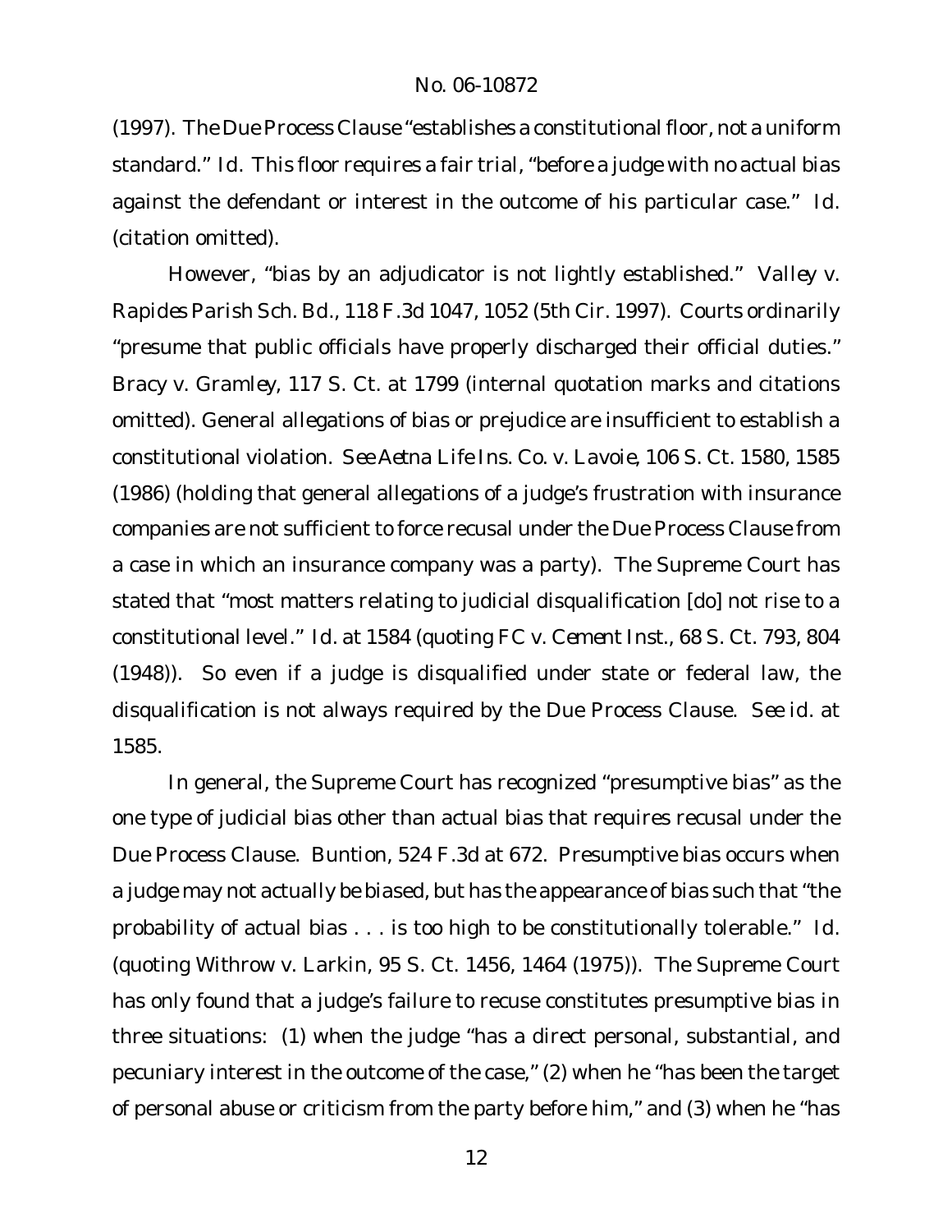(1997). The Due Process Clause "establishes a constitutional floor, not a uniform standard." *Id.* This floor requires a fair trial, "before a judge with no actual bias against the defendant or interest in the outcome of his particular case." *Id.* (citation omitted).

However, "bias by an adjudicator is not lightly established." *Valley v. Rapides Parish Sch. Bd.*, 118 F.3d 1047, 1052 (5th Cir. 1997). Courts ordinarily "presume that public officials have properly discharged their official duties." *Bracy v. Gramley*, 117 S. Ct. at 1799 (internal quotation marks and citations omitted). General allegations of bias or prejudice are insufficient to establish a constitutional violation. *See Aetna Life Ins. Co. v. Lavoie*, 106 S. Ct. 1580, 1585 (1986) (holding that general allegations of a judge's frustration with insurance companies are not sufficient to force recusal under the Due Process Clause from a case in which an insurance company was a party). The Supreme Court has stated that "most matters relating to judicial disqualification [do] not rise to a constitutional level." *Id.* at 1584 (quoting *FC v. Cement Inst.*, 68 S. Ct. 793, 804 (1948)). So even if a judge is disqualified under state or federal law, the disqualification is not always required by the Due Process Clause. *See id.* at 1585.

In general, the Supreme Court has recognized "presumptive bias" as the one type of judicial bias other than actual bias that requires recusal under the Due Process Clause. *Buntion*, 524 F.3d at 672. Presumptive bias occurs when a judge may not actually be biased, but has the appearance of bias such that "the probability of actual bias . . . is too high to be constitutionally tolerable." *Id.* (quoting *Withrow v. Larkin*, 95 S. Ct. 1456, 1464 (1975)). The Supreme Court has only found that a judge's failure to recuse constitutes presumptive bias in three situations: (1) when the judge "has a direct personal, substantial, and pecuniary interest in the outcome of the case," (2) when he "has been the target of personal abuse or criticism from the party before him," and (3) when he "has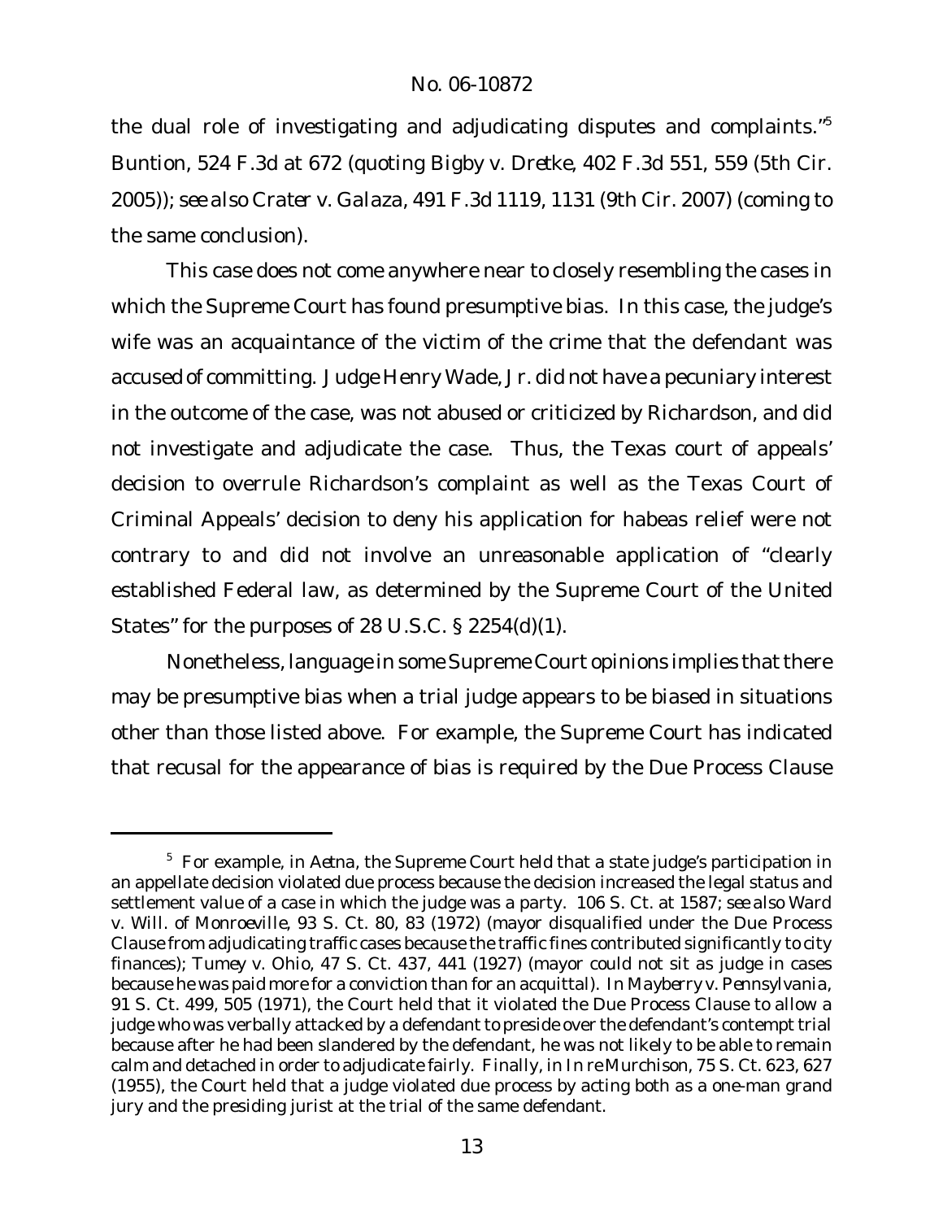the dual role of investigating and adjudicating disputes and complaints."[5] *Buntion*, 524 F.3d at 672 (quoting *Bigby v. Dretke*, 402 F.3d 551, 559 (5th Cir. 2005)); *see also Crater v. Galaza*, 491 F.3d 1119, 1131 (9th Cir. 2007) (coming to the same conclusion).

This case does not come anywhere near to closely resembling the cases in which the Supreme Court has found presumptive bias. In this case, the judge's wife was an acquaintance of the victim of the crime that the defendant was accused of committing. Judge Henry Wade, Jr. did not have a pecuniary interest in the outcome of the case, was not abused or criticized by Richardson, and did not investigate and adjudicate the case. Thus, the Texas court of appeals' decision to overrule Richardson's complaint as well as the Texas Court of Criminal Appeals' decision to deny his application for habeas relief were not contrary to and did not involve an unreasonable application of "clearly established Federal law, as determined by the Supreme Court of the United States" for the purposes of 28 U.S.C. § 2254(d)(1).

Nonetheless, language in some Supreme Court opinions implies that there may be presumptive bias when a trial judge appears to be biased in situations other than those listed above. For example, the Supreme Court has indicated that recusal for the appearance of bias is required by the Due Process Clause

---

[5] For example, in *Aetna*, the Supreme Court held that a state judge's participation in an appellate decision violated due process because the decision increased the legal status and settlement value of a case in which the judge was a party. 106 S. Ct. at 1587; *see also Ward v. Vill. of Monroeville*, 93 S. Ct. 80, 83 (1972) (mayor disqualified under the Due Process Clause from adjudicating traffic cases because the traffic fines contributed significantly to city finances); *Tumey v. Ohio*, 47 S. Ct. 437, 441 (1927) (mayor could not sit as judge in cases because he was paid more for a conviction than for an acquittal). In *Mayberry v. Pennsylvania*, 91 S. Ct. 499, 505 (1971), the Court held that it violated the Due Process Clause to allow a judge who was verbally attacked by a defendant to preside over the defendant's contempt trial because after he had been slandered by the defendant, he was not likely to be able to remain calm and detached in order to adjudicate fairly. Finally, in *In re Murchison*, 75 S. Ct. 623, 627 (1955), the Court held that a judge violated due process by acting both as a one-man grand jury and the presiding jurist at the trial of the same defendant.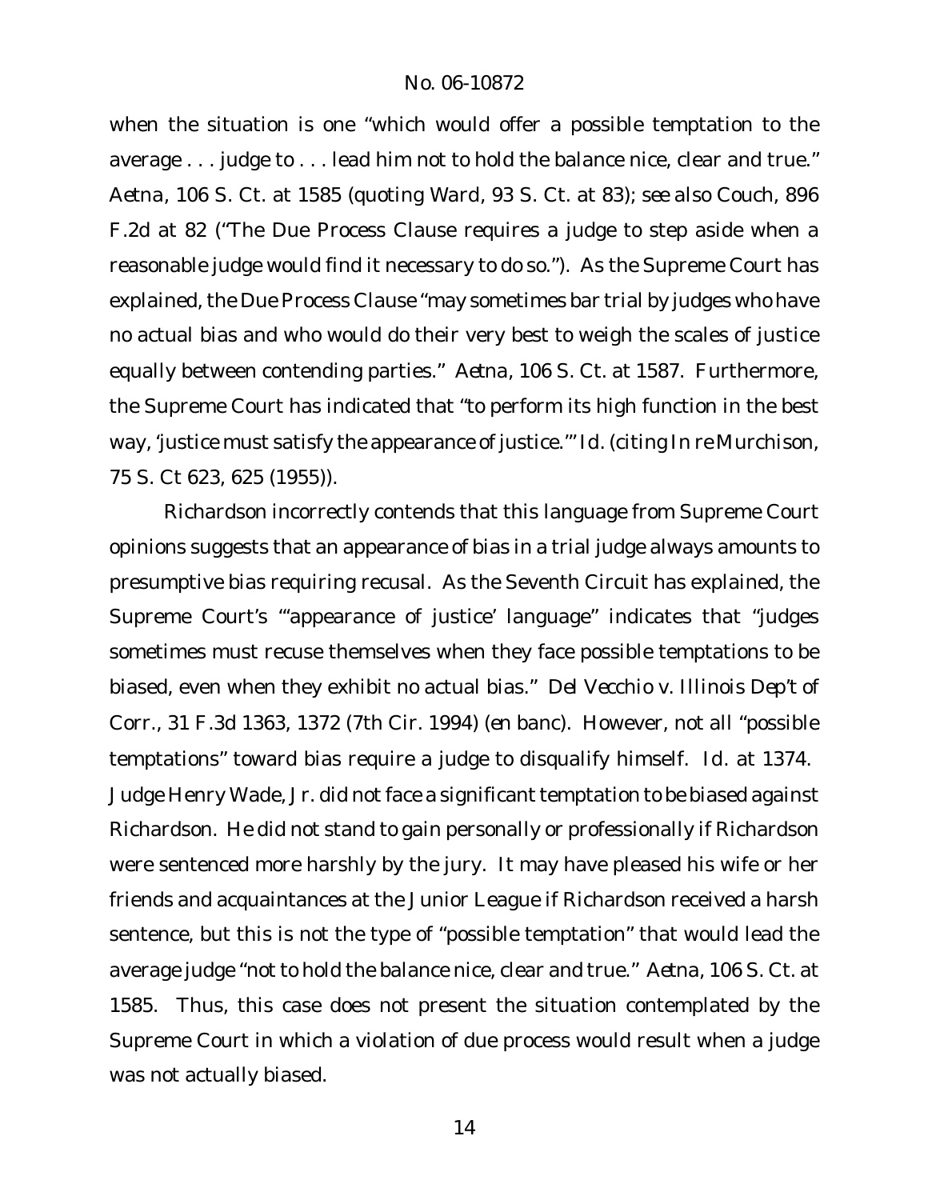when the situation is one "which would offer a possible temptation to the average . . . judge to . . . lead him not to hold the balance nice, clear and true." *Aetna*, 106 S. Ct. at 1585 (quoting *Ward*, 93 S. Ct. at 83); *see also Couch*, 896 F.2d at 82 ("The Due Process Clause requires a judge to step aside when a reasonable judge would find it necessary to do so."). As the Supreme Court has explained, the Due Process Clause "may sometimes bar trial by judges who have no actual bias and who would do their very best to weigh the scales of justice equally between contending parties." *Aetna*, 106 S. Ct. at 1587. Furthermore, the Supreme Court has indicated that "to perform its high function in the best way, 'justice must satisfy the appearance of justice.'" *Id.* (citing *In re Murchison*, 75 S. Ct 623, 625 (1955)).

Richardson incorrectly contends that this language from Supreme Court opinions suggests that an appearance of bias in a trial judge always amounts to presumptive bias requiring recusal. As the Seventh Circuit has explained, the Supreme Court's "'appearance of justice' language" indicates that "judges sometimes must recuse themselves when they face possible temptations to be biased, even when they exhibit no actual bias." *Del Vecchio v. Illinois Dep't of Corr.*, 31 F.3d 1363, 1372 (7th Cir. 1994) (*en banc*). However, not all "possible temptations" toward bias require a judge to disqualify himself. *Id.* at 1374. Judge Henry Wade, Jr. did not face a significant temptation to be biased against Richardson. He did not stand to gain personally or professionally if Richardson were sentenced more harshly by the jury. It may have pleased his wife or her friends and acquaintances at the Junior League if Richardson received a harsh sentence, but this is not the type of "possible temptation" that would lead the average judge "not to hold the balance nice, clear and true." *Aetna*, 106 S. Ct. at 1585. Thus, this case does not present the situation contemplated by the Supreme Court in which a violation of due process would result when a judge was not actually biased.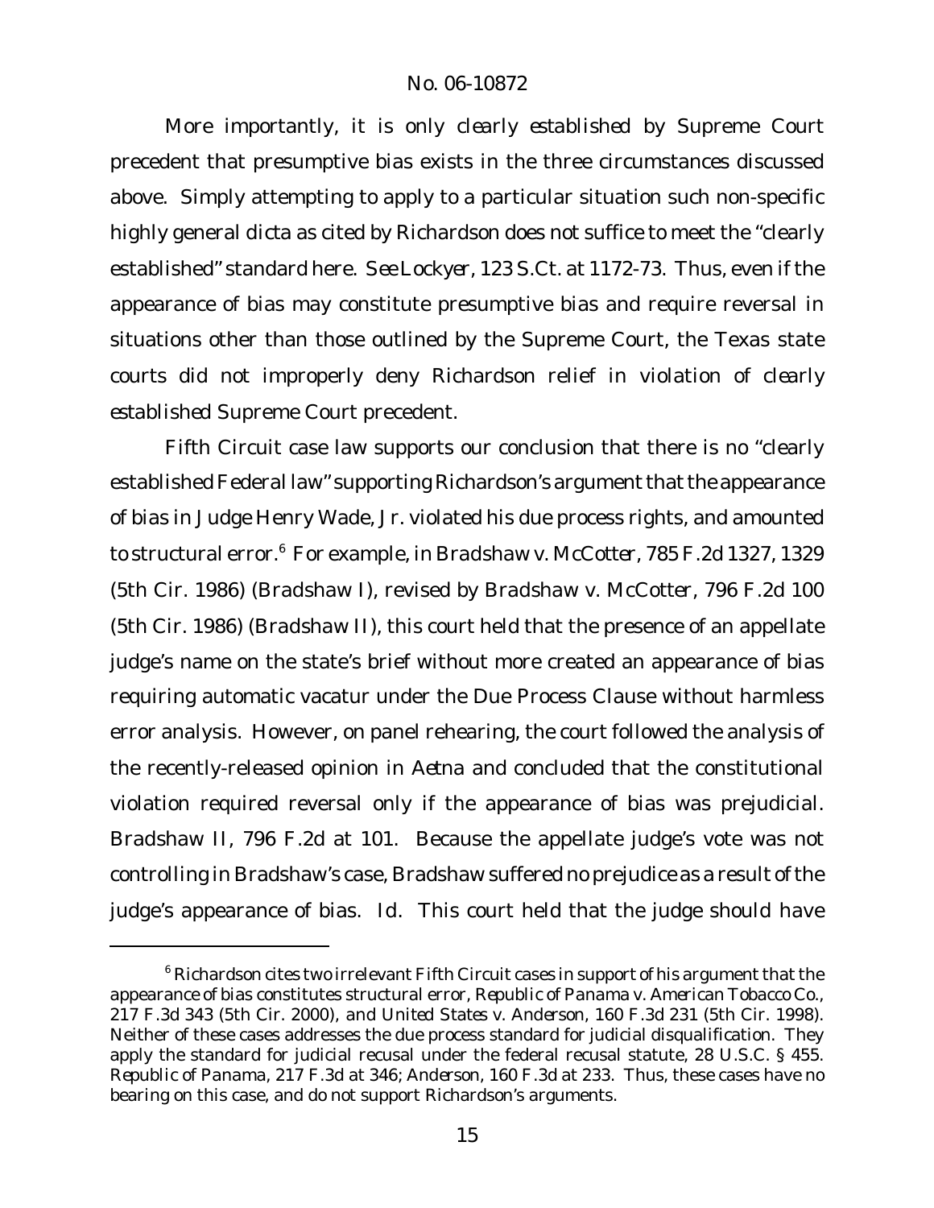More importantly, it is only *clearly established* by Supreme Court precedent that presumptive bias exists in the three circumstances discussed above. Simply attempting to apply to a particular situation such non-specific highly general dicta as cited by Richardson does not suffice to meet the "clearly established" standard here. *See Lockyer*, 123 S.Ct. at 1172-73. Thus, even if the appearance of bias may constitute presumptive bias and require reversal in situations other than those outlined by the Supreme Court, the Texas state courts did not improperly deny Richardson relief in violation of *clearly established* Supreme Court precedent.

Fifth Circuit case law supports our conclusion that there is no "clearly established Federal law" supporting Richardson's argument that the appearance of bias in Judge Henry Wade, Jr. violated his due process rights, and amounted to structural error.[6] For example, in *Bradshaw v. McCotter*, 785 F.2d 1327, 1329 (5th Cir. 1986) (*Bradshaw I*), revised by *Bradshaw v. McCotter*, 796 F.2d 100 (5th Cir. 1986) (*Bradshaw II*), this court held that the presence of an appellate judge's name on the state's brief without more created an appearance of bias requiring automatic vacatur under the Due Process Clause without harmless error analysis. However, on panel rehearing, the court followed the analysis of the recently-released opinion in *Aetna* and concluded that the constitutional violation required reversal only if the appearance of bias was prejudicial. *Bradshaw II*, 796 F.2d at 101. Because the appellate judge's vote was not controlling in Bradshaw's case, Bradshaw suffered no prejudice as a result of the judge's appearance of bias. *Id.* This court held that the judge should have

---

[6] Richardson cites two irrelevant Fifth Circuit cases in support of his argument that the appearance of bias constitutes structural error, *Republic of Panama v. American Tobacco Co.*, 217 F.3d 343 (5th Cir. 2000), and *United States v. Anderson*, 160 F.3d 231 (5th Cir. 1998). Neither of these cases addresses the due process standard for judicial disqualification. They apply the standard for judicial recusal under the federal recusal statute, 28 U.S.C. § 455. *Republic of Panama*, 217 F.3d at 346; *Anderson*, 160 F.3d at 233. Thus, these cases have no bearing on this case, and do not support Richardson's arguments.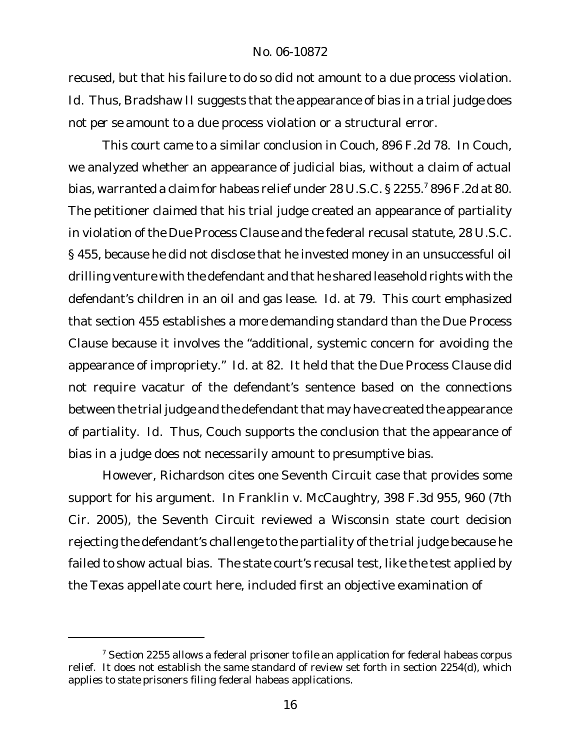recused, but that his failure to do so did not amount to a due process violation. *Id.* Thus, *Bradshaw II* suggests that the appearance of bias in a trial judge does not *per se* amount to a due process violation or a structural error.

This court came to a similar conclusion in *Couch*, 896 F.2d 78. In *Couch*, we analyzed whether an appearance of judicial bias, without a claim of actual bias, warranted a claim for habeas relief under 28 U.S.C. § 2255.[7] 896 F.2d at 80. The petitioner claimed that his trial judge created an appearance of partiality in violation of the Due Process Clause and the federal recusal statute, 28 U.S.C. § 455, because he did not disclose that he invested money in an unsuccessful oil drilling venture with the defendant and that he shared leasehold rights with the defendant's children in an oil and gas lease. *Id.* at 79. This court emphasized that section 455 establishes a more demanding standard than the Due Process Clause because it involves the "additional, systemic concern for avoiding the appearance of impropriety." *Id.* at 82. It held that the Due Process Clause did not require vacatur of the defendant's sentence based on the connections between the trial judge and the defendant that may have created the appearance of partiality. *Id.* Thus, *Couch* supports the conclusion that the appearance of bias in a judge does not necessarily amount to presumptive bias.

However, Richardson cites one Seventh Circuit case that provides some support for his argument. In *Franklin v. McCaughtry*, 398 F.3d 955, 960 (7th Cir. 2005), the Seventh Circuit reviewed a Wisconsin state court decision rejecting the defendant's challenge to the partiality of the trial judge because he failed to show actual bias. The state court's recusal test, like the test applied by the Texas appellate court here, included first an objective examination of

---

[7] Section 2255 allows a federal prisoner to file an application for federal habeas corpus relief. It does not establish the same standard of review set forth in section 2254(d), which applies to state prisoners filing federal habeas applications.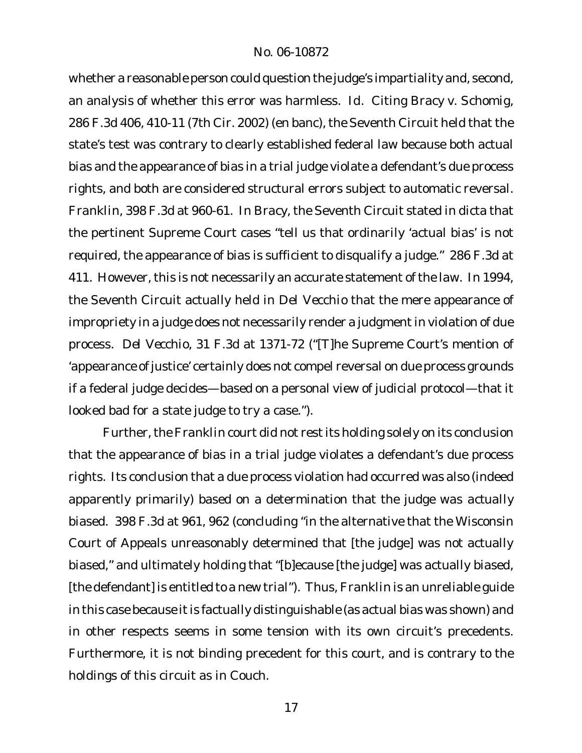whether a reasonable person could question the judge's impartiality and, second, an analysis of whether this error was harmless. *Id.* Citing *Bracy v. Schomig*, 286 F.3d 406, 410-11 (7th Cir. 2002) (en banc), the Seventh Circuit held that the state's test was contrary to clearly established federal law because both actual bias and the appearance of bias in a trial judge violate a defendant's due process rights, and both are considered structural errors subject to automatic reversal. *Franklin*, 398 F.3d at 960-61. In *Bracy*, the Seventh Circuit stated in dicta that the pertinent Supreme Court cases "tell us that ordinarily 'actual bias' is not required, the appearance of bias is sufficient to disqualify a judge." 286 F.3d at 411. However, this is not necessarily an accurate statement of the law. In 1994, the Seventh Circuit actually held in *Del Vecchio* that the mere appearance of impropriety in a judge does not necessarily render a judgment in violation of due process. *Del Vecchio*, 31 F.3d at 1371-72 ("[T]he Supreme Court's mention of 'appearance of justice' certainly does not compel reversal on due process grounds if a federal judge decides—based on a personal view of judicial protocol—that it looked bad for a state judge to try a case.").

Further, the *Franklin* court did not rest its holding solely on its conclusion that the appearance of bias in a trial judge violates a defendant's due process rights. Its conclusion that a due process violation had occurred was also (indeed apparently primarily) based on a determination that the judge was actually biased. 398 F.3d at 961, 962 (concluding "in the alternative that the Wisconsin Court of Appeals unreasonably determined that [the judge] was not actually biased," and ultimately holding that "[b]ecause [the judge] was actually biased, [the defendant] is entitled to a new trial"). Thus, *Franklin* is an unreliable guide in this case because it is factually distinguishable (as actual bias was shown) and in other respects seems in some tension with its own circuit's precedents. Furthermore, it is not binding precedent for this court, and is contrary to the holdings of this circuit as in *Couch*.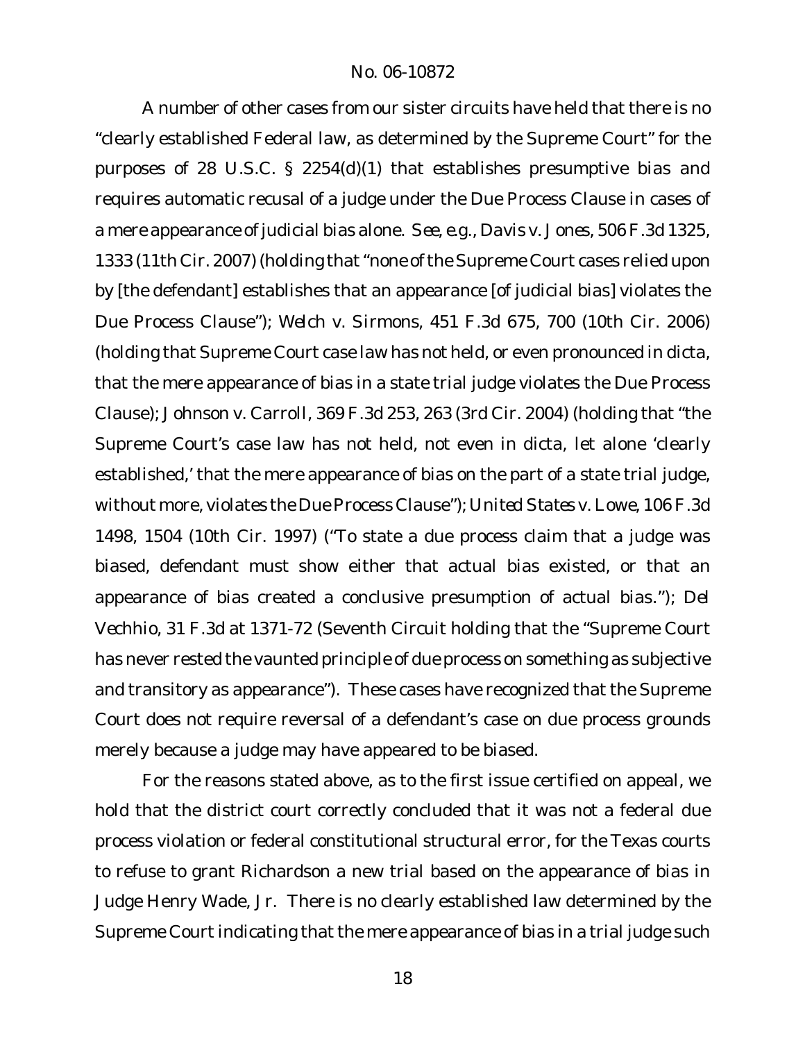A number of other cases from our sister circuits have held that there is no "clearly established Federal law, as determined by the Supreme Court" for the purposes of 28 U.S.C. § 2254(d)(1) that establishes presumptive bias and requires automatic recusal of a judge under the Due Process Clause in cases of a mere appearance of judicial bias alone. *See, e.g.*, *Davis v. Jones*, 506 F.3d 1325, 1333 (11th Cir. 2007) (holding that "none of the Supreme Court cases relied upon by [the defendant] establishes that an appearance [of judicial bias] violates the Due Process Clause"); *Welch v. Sirmons*, 451 F.3d 675, 700 (10th Cir. 2006) (holding that Supreme Court case law has not held, or even pronounced in dicta, that the mere appearance of bias in a state trial judge violates the Due Process Clause); *Johnson v. Carroll*, 369 F.3d 253, 263 (3rd Cir. 2004) (holding that "the Supreme Court's case law has not held, not even in dicta, let alone 'clearly established,' that the mere appearance of bias on the part of a state trial judge, without more, violates the Due Process Clause"); *United States v. Lowe*, 106 F.3d 1498, 1504 (10th Cir. 1997) ("To state a due process claim that a judge was biased, defendant must show either that actual bias existed, or that an appearance of bias created a conclusive presumption of actual bias."); *Del Vechhio*, 31 F.3d at 1371-72 (Seventh Circuit holding that the "Supreme Court has never rested the vaunted principle of due process on something as subjective and transitory as appearance"). These cases have recognized that the Supreme Court does not require reversal of a defendant's case on due process grounds merely because a judge may have appeared to be biased.

For the reasons stated above, as to the first issue certified on appeal, we hold that the district court correctly concluded that it was not a federal due process violation or federal constitutional structural error, for the Texas courts to refuse to grant Richardson a new trial based on the appearance of bias in Judge Henry Wade, Jr. There is no clearly established law determined by the Supreme Court indicating that the mere appearance of bias in a trial judge such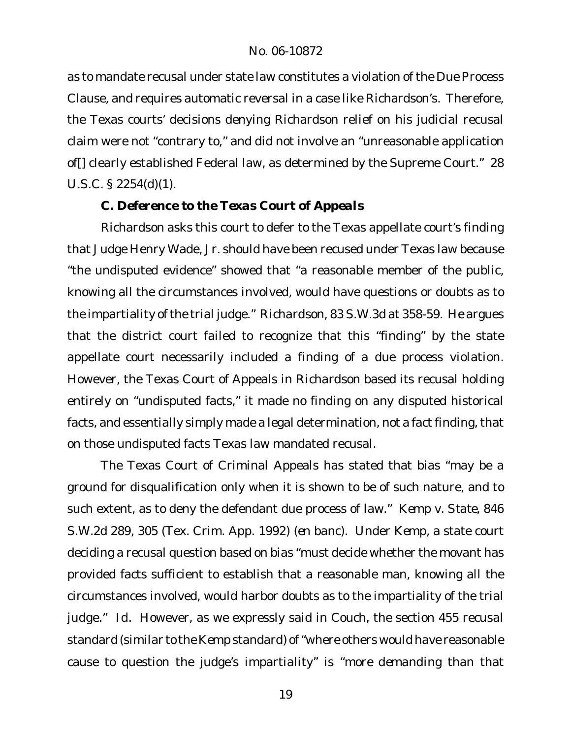as to mandate recusal under state law constitutes a violation of the Due Process Clause, and requires automatic reversal in a case like Richardson's. Therefore, the Texas courts' decisions denying Richardson relief on his judicial recusal claim were not "contrary to," and did not involve an "unreasonable application of[] clearly established Federal law, as determined by the Supreme Court." 28 U.S.C. § 2254(d)(1).

### *C. Deference to the Texas Court of Appeals*

Richardson asks this court to defer to the Texas appellate court's finding that Judge Henry Wade, Jr. should have been recused under Texas law because "the undisputed evidence" showed that "a reasonable member of the public, knowing all the circumstances involved, would have questions or doubts as to the impartiality of the trial judge." *Richardson*, 83 S.W.3d at 358-59. He argues that the district court failed to recognize that this "finding" by the state appellate court necessarily included a finding of a due process violation. However, the Texas Court of Appeals in *Richardson* based its recusal holding entirely on "undisputed facts," it made no finding on any disputed historical facts, and essentially simply made a legal determination, not a fact finding, that on those undisputed facts Texas law mandated recusal.

The Texas Court of Criminal Appeals has stated that bias "may be a ground for disqualification only when it is shown to be of such nature, and to such extent, as to deny the defendant due process of law." *Kemp v. State*, 846 S.W.2d 289, 305 (Tex. Crim. App. 1992) (*en banc*). Under *Kemp*, a state court deciding a recusal question based on bias "must decide whether the movant has provided facts sufficient to establish that a reasonable man, knowing all the circumstances involved, would harbor doubts as to the impartiality of the trial judge." *Id.* However, as we expressly said in *Couch*, the section 455 recusal standard (similar to the *Kemp* standard) of "where others would have reasonable cause to question the judge's impartiality" is "more demanding than that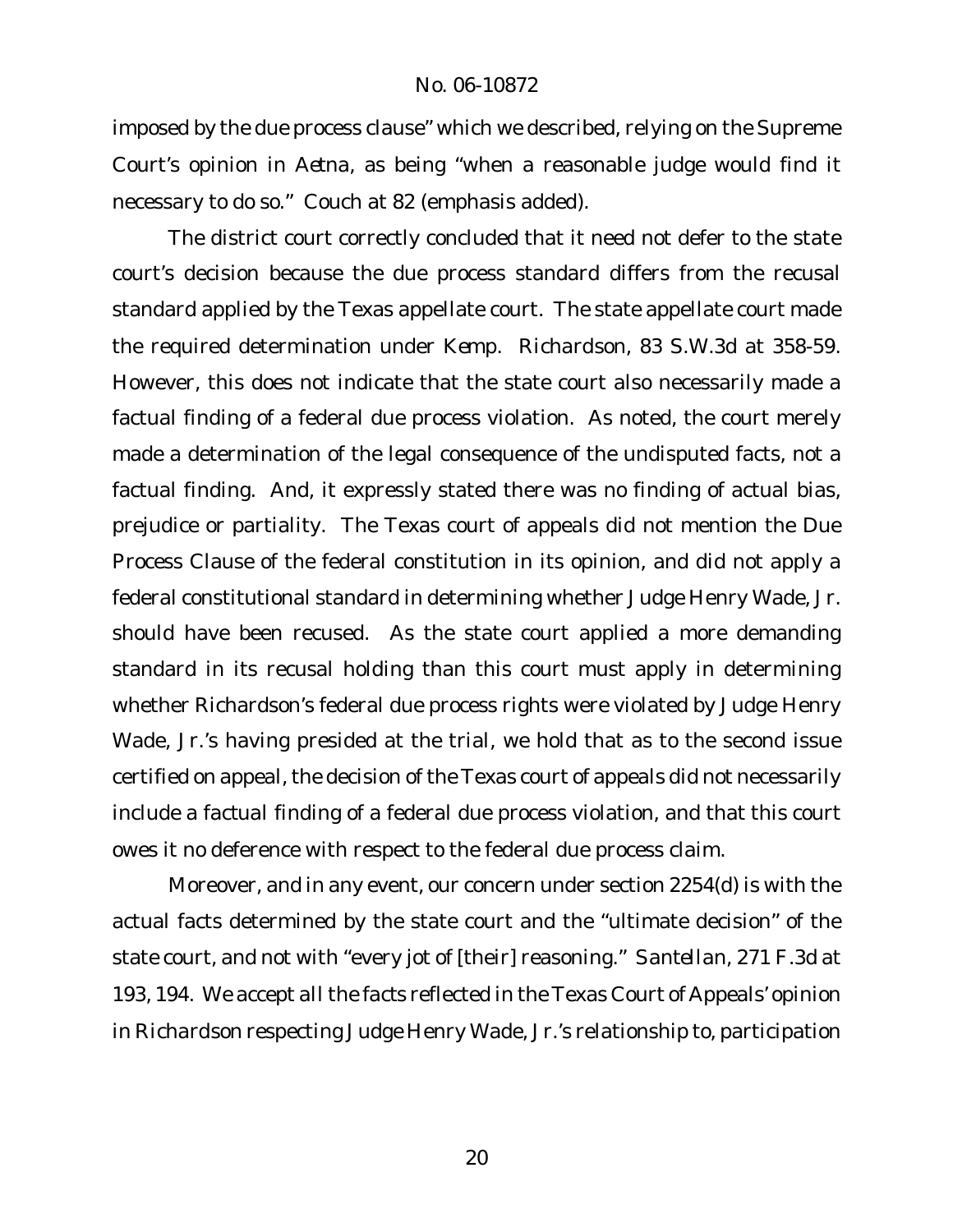imposed by the due process clause" which we described, relying on the Supreme Court's opinion in *Aetna*, as being "when a reasonable judge would find it *necessary* to do so." *Couch* at 82 (emphasis added).

The district court correctly concluded that it need not defer to the state court's decision because the due process standard differs from the recusal standard applied by the Texas appellate court. The state appellate court made the required determination under *Kemp*. *Richardson*, 83 S.W.3d at 358-59. However, this does not indicate that the state court also necessarily made a factual finding of a federal due process violation. As noted, the court merely made a determination of the legal consequence of the undisputed facts, not a factual finding. And, it expressly stated there was no finding of actual bias, prejudice or partiality. The Texas court of appeals did not mention the Due Process Clause of the federal constitution in its opinion, and did not apply a federal constitutional standard in determining whether Judge Henry Wade, Jr. should have been recused. As the state court applied a more demanding standard in its recusal holding than this court must apply in determining whether Richardson's federal due process rights were violated by Judge Henry Wade, Jr.'s having presided at the trial, we hold that as to the second issue certified on appeal, the decision of the Texas court of appeals did not necessarily include a factual finding of a federal due process violation, and that this court owes it no deference with respect to the federal due process claim.

Moreover, and in any event, our concern under section 2254(d) is with the actual facts determined by the state court and the "ultimate decision" of the state court, and not with "every jot of [their] reasoning." *Santellan*, 271 F.3d at 193, 194. We accept all the facts reflected in the Texas Court of Appeals' opinion in *Richardson* respecting Judge Henry Wade, Jr.'s relationship to, participation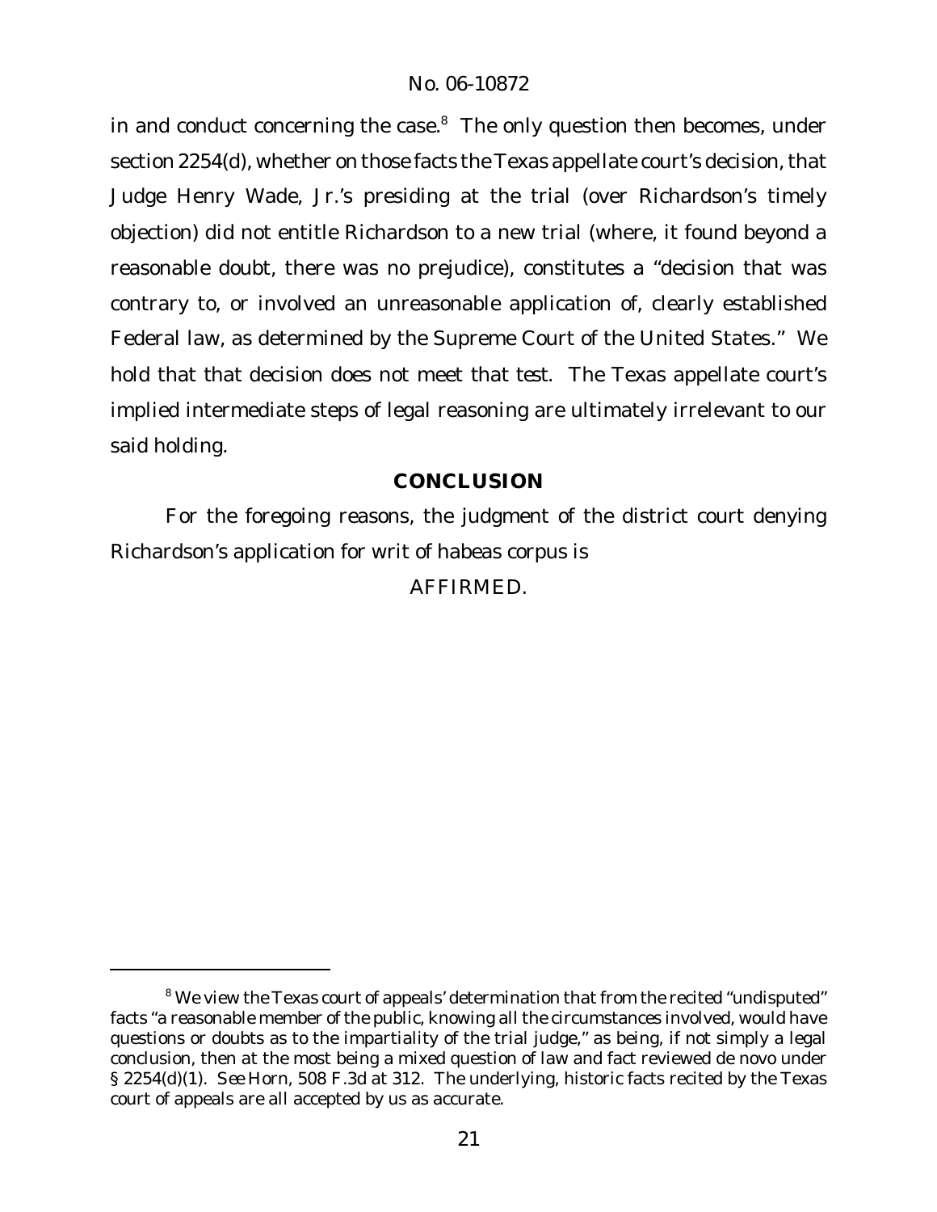in and conduct concerning the case.[8] The only question then becomes, under section 2254(d), whether on those facts the Texas appellate court's decision, that Judge Henry Wade, Jr.'s presiding at the trial (over Richardson's timely objection) did not entitle Richardson to a new trial (where, it found beyond a reasonable doubt, there was no prejudice), constitutes a "decision that was contrary to, or involved an unreasonable application of, clearly established Federal law, as determined by the Supreme Court of the United States." We hold that that decision does not meet that test. The Texas appellate court's implied intermediate steps of legal reasoning are ultimately irrelevant to our said holding.

## CONCLUSION

For the foregoing reasons, the judgment of the district court denying Richardson's application for writ of habeas corpus is

AFFIRMED.

---

[8] We view the Texas court of appeals' determination that from the recited "undisputed" facts "a reasonable member of the public, knowing all the circumstances involved, would have questions or doubts as to the impartiality of the trial judge," as being, if not simply a legal conclusion, then at the most being a mixed question of law and fact reviewed de novo under § 2254(d)(1). *See Horn*, 508 F.3d at 312. The underlying, historic facts recited by the Texas court of appeals are all accepted by us as accurate.